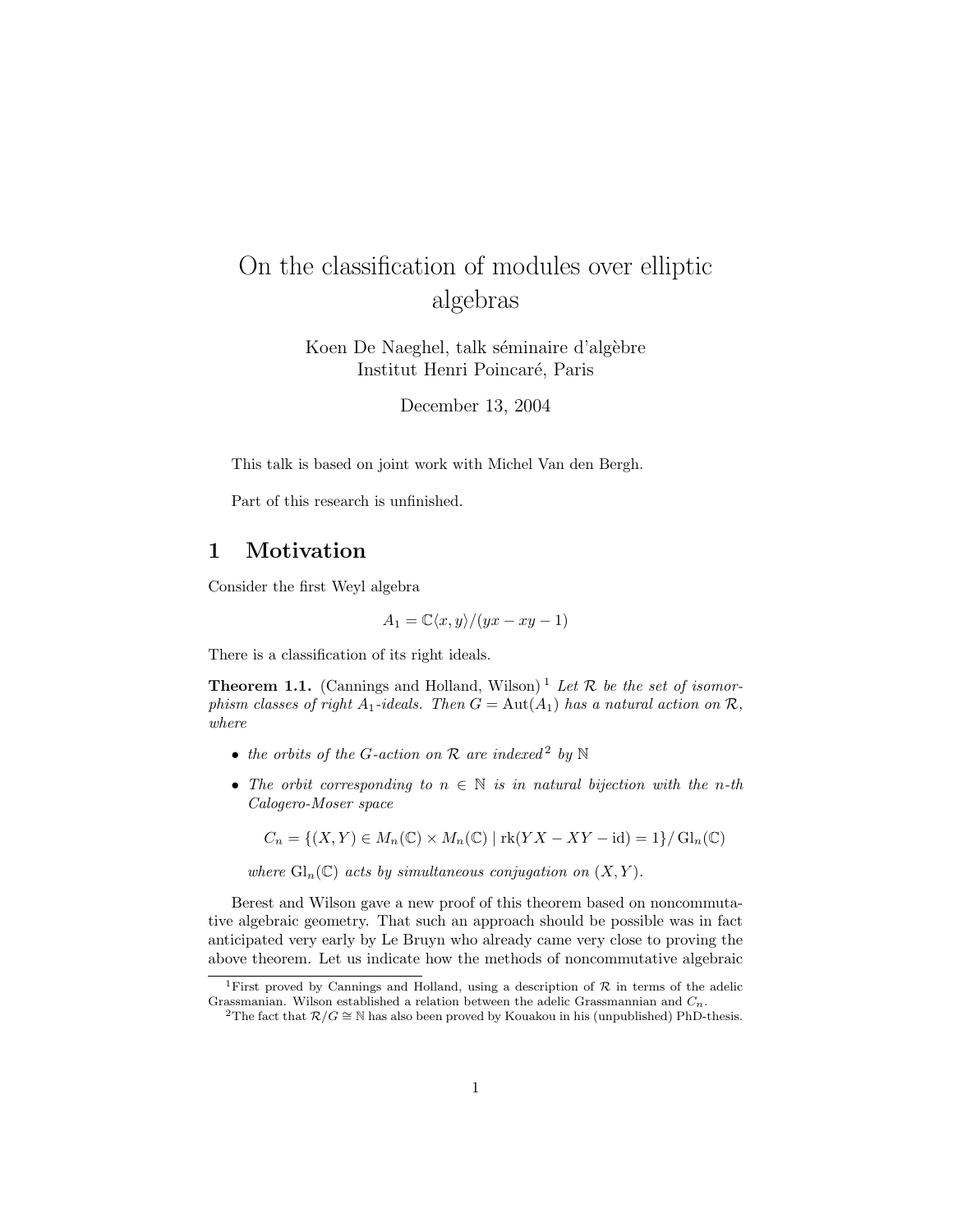# On the classification of modules over elliptic algebras

Koen De Naeghel, talk séminaire d'algèbre
Institut Henri Poincaré, Paris

December 13, 2004

This talk is based on joint work with Michel Van den Bergh.

Part of this research is unfinished.

## 1 Motivation

Consider the first Weyl algebra

$$A_1 = \mathbb{C}\langle x, y\rangle/(yx - xy - 1)$$

There is a classification of its right ideals.

**Theorem 1.1.** (Cannings and Holland, Wilson)[1] *Let $\mathcal{R}$ be the set of isomorphism classes of right $A_1$-ideals. Then $G = \operatorname{Aut}(A_1)$ has a natural action on $\mathcal{R}$, where*

- *the orbits of the $G$-action on $\mathcal{R}$ are indexed[2] by $\mathbb{N}$*
- *The orbit corresponding to $n \in \mathbb{N}$ is in natural bijection with the $n$-th Calogero-Moser space*

$$C_n = \{(X, Y) \in M_n(\mathbb{C}) \times M_n(\mathbb{C}) \mid \operatorname{rk}(YX - XY - \operatorname{id}) = 1\}/\operatorname{Gl}_n(\mathbb{C})$$

*where $\operatorname{Gl}_n(\mathbb{C})$ acts by simultaneous conjugation on $(X, Y)$.*

Berest and Wilson gave a new proof of this theorem based on noncommutative algebraic geometry. That such an approach should be possible was in fact anticipated very early by Le Bruyn who already came very close to proving the above theorem. Let us indicate how the methods of noncommutative algebraic

[1] First proved by Cannings and Holland, using a description of $\mathcal{R}$ in terms of the adelic Grassmanian. Wilson established a relation between the adelic Grassmannian and $C_n$.

[2] The fact that $\mathcal{R}/G \cong \mathbb{N}$ has also been proved by Kouakou in his (unpublished) PhD-thesis.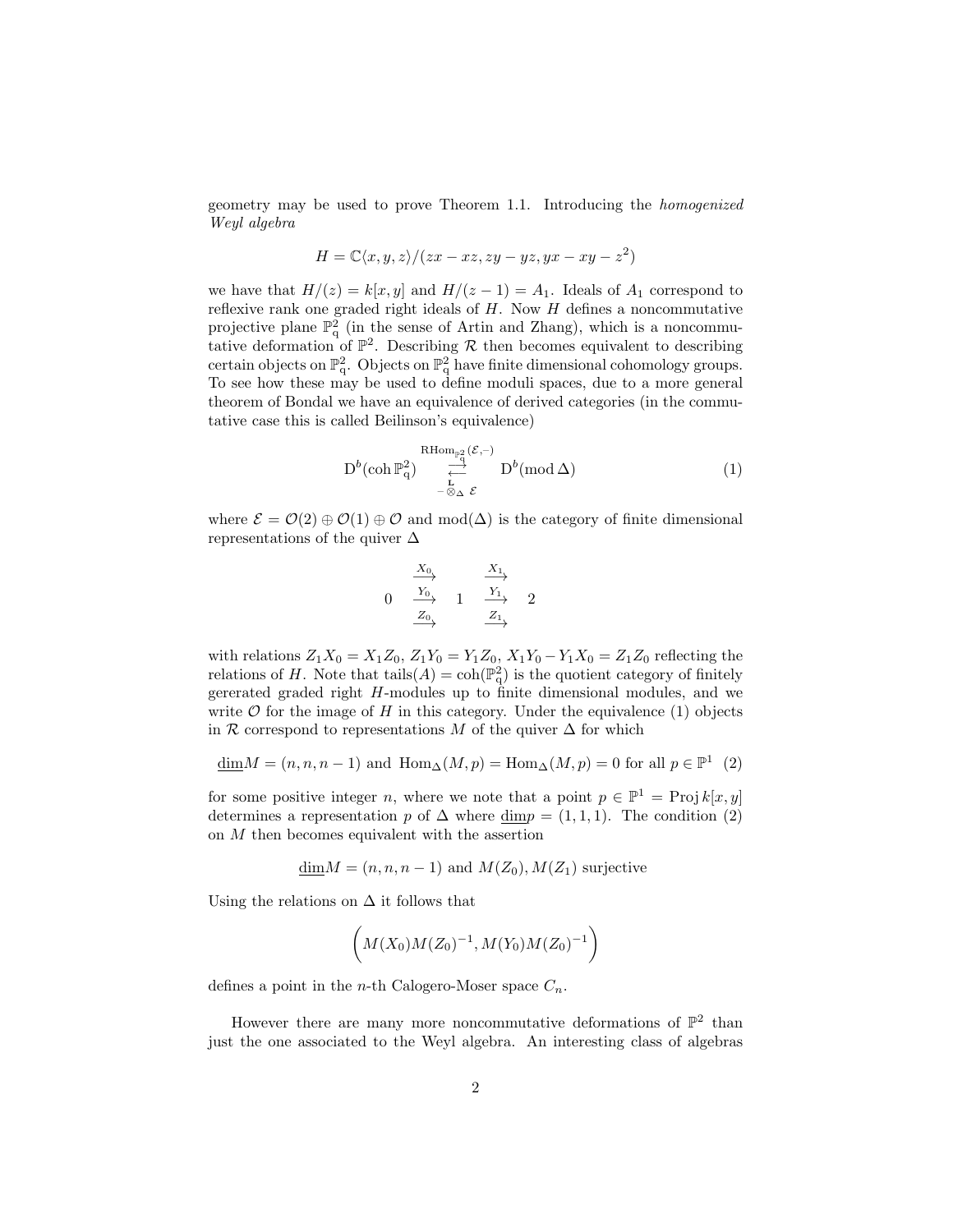geometry may be used to prove Theorem 1.1. Introducing the *homogenized Weyl algebra*

$$H = \mathbb{C}\langle x, y, z\rangle/(zx - xz, zy - yz, yx - xy - z^2)$$

we have that $H/(z) = k[x, y]$ and $H/(z-1) = A_1$. Ideals of $A_1$ correspond to reflexive rank one graded right ideals of $H$. Now $H$ defines a noncommutative projective plane $\mathbb{P}^2_{\mathrm{q}}$ (in the sense of Artin and Zhang), which is a noncommutative deformation of $\mathbb{P}^2$. Describing $\mathcal{R}$ then becomes equivalent to describing certain objects on $\mathbb{P}^2_{\mathrm{q}}$. Objects on $\mathbb{P}^2_{\mathrm{q}}$ have finite dimensional cohomology groups. To see how these may be used to define moduli spaces, due to a more general theorem of Bondal we have an equivalence of derived categories (in the commutative case this is called Beilinson's equivalence)

$$\mathrm{D}^b(\operatorname{coh}\mathbb{P}^2_{\mathrm{q}}) \underset{-\overset{\mathbf{L}}{\otimes}_\Delta \mathcal{E}}{\overset{\mathrm{RHom}_{\mathbb{P}^2_{\mathrm{q}}}(\mathcal{E},-)}{\rightleftarrows}} \mathrm{D}^b(\operatorname{mod}\Delta) \tag{1}$$

where $\mathcal{E} = \mathcal{O}(2) \oplus \mathcal{O}(1) \oplus \mathcal{O}$ and $\operatorname{mod}(\Delta)$ is the category of finite dimensional representations of the quiver $\Delta$

$$0 \;\; \begin{array}{c} \xrightarrow{X_0} \\ \xrightarrow{Y_0} \\ \xrightarrow{Z_0} \end{array} \;\; 1 \;\; \begin{array}{c} \xrightarrow{X_1} \\ \xrightarrow{Y_1} \\ \xrightarrow{Z_1} \end{array} \;\; 2$$

with relations $Z_1X_0 = X_1Z_0$, $Z_1Y_0 = Y_1Z_0$, $X_1Y_0 - Y_1X_0 = Z_1Z_0$ reflecting the relations of $H$. Note that $\operatorname{tails}(A) = \operatorname{coh}(\mathbb{P}^2_{\mathrm{q}})$ is the quotient category of finitely gererated graded right $H$-modules up to finite dimensional modules, and we write $\mathcal{O}$ for the image of $H$ in this category. Under the equivalence (1) objects in $\mathcal{R}$ correspond to representations $M$ of the quiver $\Delta$ for which

$$\underline{\dim}M = (n, n, n-1) \text{ and } \operatorname{Hom}_\Delta(M, p) = \operatorname{Hom}_\Delta(M, p) = 0 \text{ for all } p \in \mathbb{P}^1 \tag{2}$$

for some positive integer $n$, where we note that a point $p \in \mathbb{P}^1 = \operatorname{Proj} k[x, y]$ determines a representation $p$ of $\Delta$ where $\underline{\dim}p = (1, 1, 1)$. The condition (2) on $M$ then becomes equivalent with the assertion

$$\underline{\dim}M = (n, n, n-1) \text{ and } M(Z_0), M(Z_1) \text{ surjective}$$

Using the relations on $\Delta$ it follows that

$$\left(M(X_0)M(Z_0)^{-1}, M(Y_0)M(Z_0)^{-1}\right)$$

defines a point in the $n$-th Calogero-Moser space $C_n$.

However there are many more noncommutative deformations of $\mathbb{P}^2$ than just the one associated to the Weyl algebra. An interesting class of algebras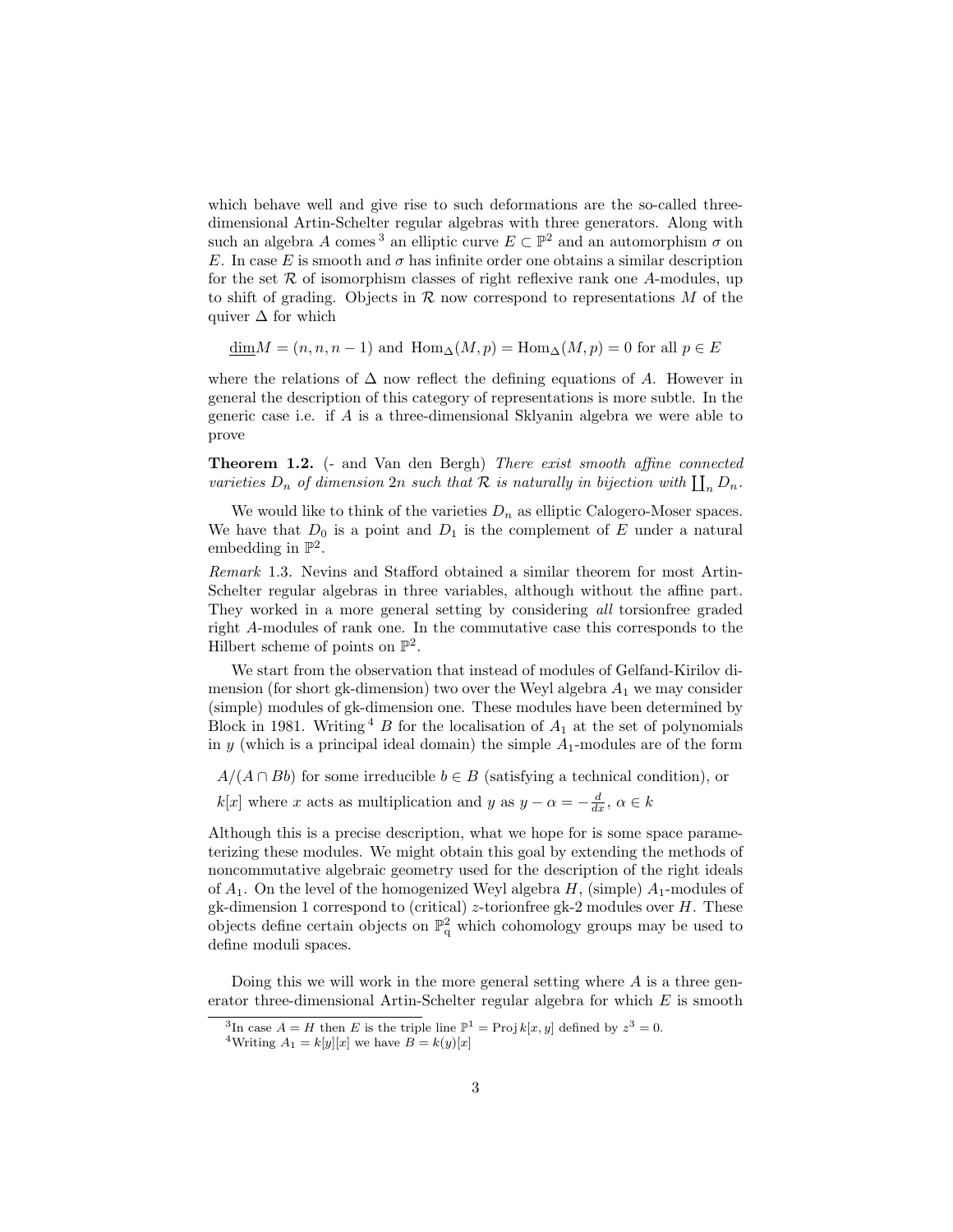which behave well and give rise to such deformations are the so-called three-dimensional Artin-Schelter regular algebras with three generators. Along with such an algebra $A$ comes[3] an elliptic curve $E \subset \mathbb{P}^2$ and an automorphism $\sigma$ on $E$. In case $E$ is smooth and $\sigma$ has infinite order one obtains a similar description for the set $\mathcal{R}$ of isomorphism classes of right reflexive rank one $A$-modules, up to shift of grading. Objects in $\mathcal{R}$ now correspond to representations $M$ of the quiver $\Delta$ for which

$$\underline{\dim} M = (n, n, n-1) \text{ and } \operatorname{Hom}_\Delta(M, p) = \operatorname{Hom}_\Delta(M, p) = 0 \text{ for all } p \in E$$

where the relations of $\Delta$ now reflect the defining equations of $A$. However in general the description of this category of representations is more subtle. In the generic case i.e. if $A$ is a three-dimensional Sklyanin algebra we were able to prove

**Theorem 1.2.** (- and Van den Bergh) *There exist smooth affine connected varieties $D_n$ of dimension $2n$ such that $\mathcal{R}$ is naturally in bijection with $\coprod_n D_n$.*

We would like to think of the varieties $D_n$ as elliptic Calogero-Moser spaces. We have that $D_0$ is a point and $D_1$ is the complement of $E$ under a natural embedding in $\mathbb{P}^2$.

*Remark* 1.3. Nevins and Stafford obtained a similar theorem for most Artin-Schelter regular algebras in three variables, although without the affine part. They worked in a more general setting by considering *all* torsionfree graded right $A$-modules of rank one. In the commutative case this corresponds to the Hilbert scheme of points on $\mathbb{P}^2$.

We start from the observation that instead of modules of Gelfand-Kirilov dimension (for short gk-dimension) two over the Weyl algebra $A_1$ we may consider (simple) modules of gk-dimension one. These modules have been determined by Block in 1981. Writing[4] $B$ for the localisation of $A_1$ at the set of polynomials in $y$ (which is a principal ideal domain) the simple $A_1$-modules are of the form

$A/(A \cap Bb)$ for some irreducible $b \in B$ (satisfying a technical condition), or

$k[x]$ where $x$ acts as multiplication and $y$ as $y - \alpha = -\frac{d}{dx}$, $\alpha \in k$

Although this is a precise description, what we hope for is some space parameterizing these modules. We might obtain this goal by extending the methods of noncommutative algebraic geometry used for the description of the right ideals of $A_1$. On the level of the homogenized Weyl algebra $H$, (simple) $A_1$-modules of gk-dimension 1 correspond to (critical) $z$-torionfree gk-2 modules over $H$. These objects define certain objects on $\mathbb{P}^2_q$ which cohomology groups may be used to define moduli spaces.

Doing this we will work in the more general setting where $A$ is a three generator three-dimensional Artin-Schelter regular algebra for which $E$ is smooth

[3] In case $A = H$ then $E$ is the triple line $\mathbb{P}^1 = \operatorname{Proj} k[x, y]$ defined by $z^3 = 0$.

[4] Writing $A_1 = k[y][x]$ we have $B = k(y)[x]$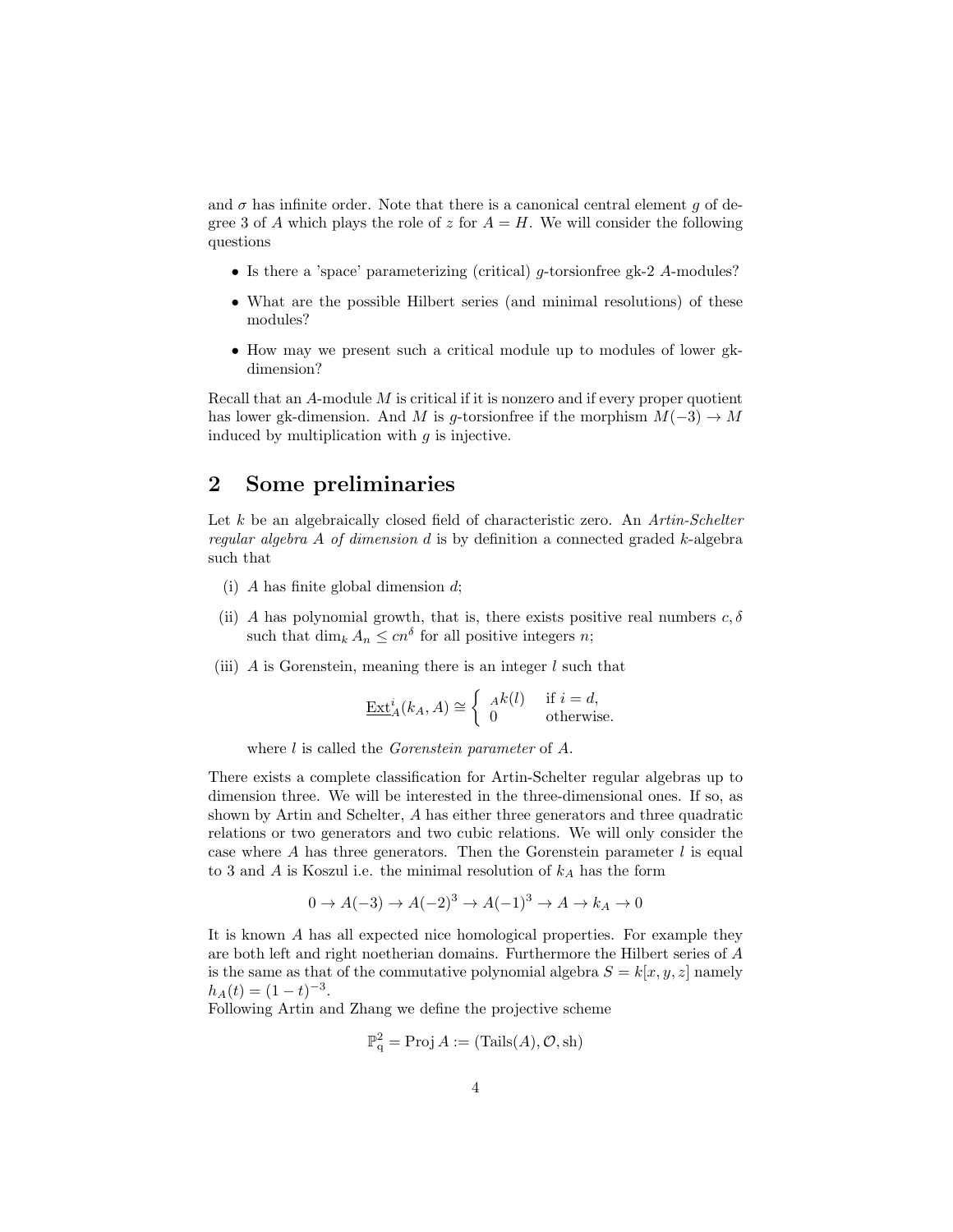and $\sigma$ has infinite order. Note that there is a canonical central element $g$ of degree 3 of $A$ which plays the role of $z$ for $A = H$. We will consider the following questions

- Is there a 'space' parameterizing (critical) $g$-torsionfree gk-2 $A$-modules?
- What are the possible Hilbert series (and minimal resolutions) of these modules?
- How may we present such a critical module up to modules of lower gk-dimension?

Recall that an $A$-module $M$ is critical if it is nonzero and if every proper quotient has lower gk-dimension. And $M$ is $g$-torsionfree if the morphism $M(-3) \to M$ induced by multiplication with $g$ is injective.

## 2 Some preliminaries

Let $k$ be an algebraically closed field of characteristic zero. An *Artin-Schelter regular algebra $A$ of dimension $d$* is by definition a connected graded $k$-algebra such that

(i) $A$ has finite global dimension $d$;

(ii) $A$ has polynomial growth, that is, there exists positive real numbers $c, \delta$ such that $\dim_k A_n \leq cn^\delta$ for all positive integers $n$;

(iii) $A$ is Gorenstein, meaning there is an integer $l$ such that

$$\underline{\operatorname{Ext}}^i_A(k_A, A) \cong \begin{cases} {}_Ak(l) & \text{if } i = d, \\ 0 & \text{otherwise.} \end{cases}$$

where $l$ is called the *Gorenstein parameter* of $A$.

There exists a complete classification for Artin-Schelter regular algebras up to dimension three. We will be interested in the three-dimensional ones. If so, as shown by Artin and Schelter, $A$ has either three generators and three quadratic relations or two generators and two cubic relations. We will only consider the case where $A$ has three generators. Then the Gorenstein parameter $l$ is equal to 3 and $A$ is Koszul i.e. the minimal resolution of $k_A$ has the form

$$0 \to A(-3) \to A(-2)^3 \to A(-1)^3 \to A \to k_A \to 0$$

It is known $A$ has all expected nice homological properties. For example they are both left and right noetherian domains. Furthermore the Hilbert series of $A$ is the same as that of the commutative polynomial algebra $S = k[x, y, z]$ namely $h_A(t) = (1-t)^{-3}$.

Following Artin and Zhang we define the projective scheme

$$\mathbb{P}^2_q = \operatorname{Proj} A := (\operatorname{Tails}(A), \mathcal{O}, \operatorname{sh})$$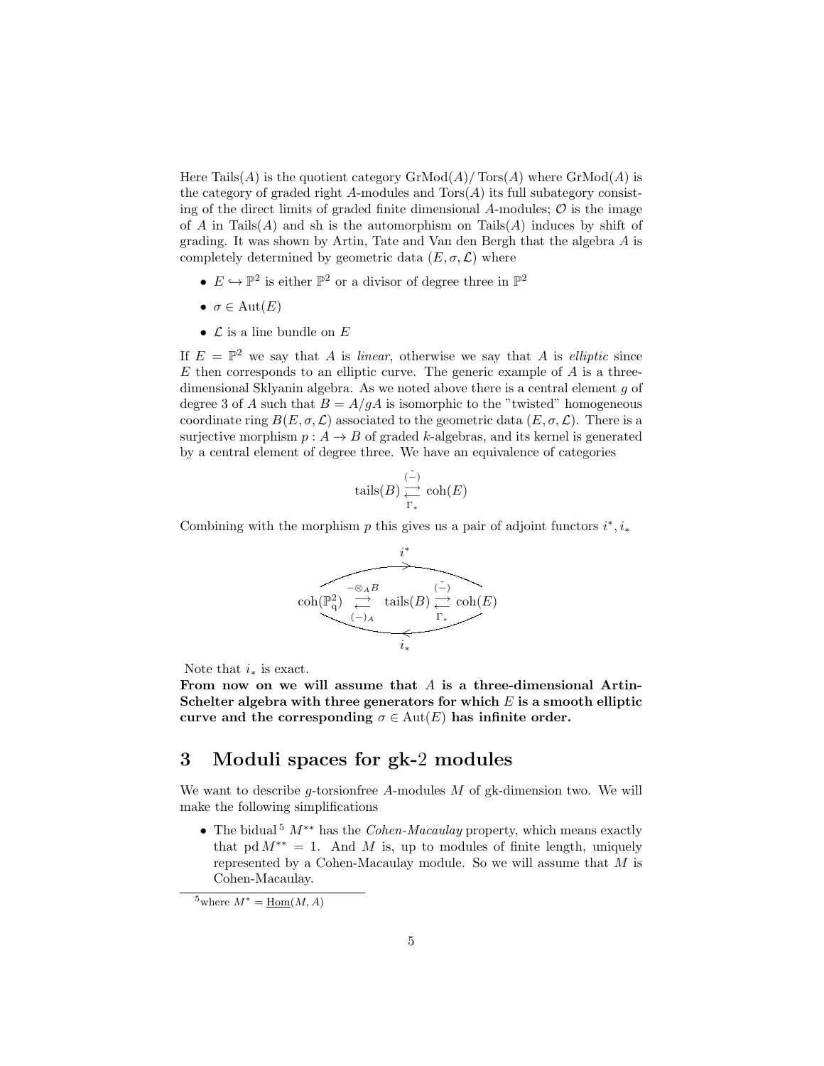Here $\mathrm{Tails}(A)$ is the quotient category $\mathrm{GrMod}(A)/\mathrm{Tors}(A)$ where $\mathrm{GrMod}(A)$ is the category of graded right $A$-modules and $\mathrm{Tors}(A)$ its full subategory consisting of the direct limits of graded finite dimensional $A$-modules; $\mathcal{O}$ is the image of $A$ in $\mathrm{Tails}(A)$ and sh is the automorphism on $\mathrm{Tails}(A)$ induces by shift of grading. It was shown by Artin, Tate and Van den Bergh that the algebra $A$ is completely determined by geometric data $(E, \sigma, \mathcal{L})$ where

- $E \hookrightarrow \mathbb{P}^2$ is either $\mathbb{P}^2$ or a divisor of degree three in $\mathbb{P}^2$
- $\sigma \in \mathrm{Aut}(E)$
- $\mathcal{L}$ is a line bundle on $E$

If $E = \mathbb{P}^2$ we say that $A$ is *linear*, otherwise we say that $A$ is *elliptic* since $E$ then corresponds to an elliptic curve. The generic example of $A$ is a three-dimensional Sklyanin algebra. As we noted above there is a central element $g$ of degree 3 of $A$ such that $B = A/gA$ is isomorphic to the "twisted" homogeneous coordinate ring $B(E, \sigma, \mathcal{L})$ associated to the geometric data $(E, \sigma, \mathcal{L})$. There is a surjective morphism $p : A \to B$ of graded $k$-algebras, and its kernel is generated by a central element of degree three. We have an equivalence of categories

$$\mathrm{tails}(B) \underset{\Gamma_*}{\overset{\tilde{(-)}}{\rightleftarrows}} \mathrm{coh}(E)$$

Combining with the morphism $p$ this gives us a pair of adjoint functors $i^*, i_*$

$$\mathrm{coh}(\mathbb{P}^2_q) \underset{(-)_A}{\overset{-\otimes_A B}{\rightleftarrows}} \mathrm{tails}(B) \underset{\Gamma_*}{\overset{\tilde{(-)}}{\rightleftarrows}} \mathrm{coh}(E), \qquad i^* : \mathrm{coh}(\mathbb{P}^2_q) \to \mathrm{coh}(E), \quad i_* : \mathrm{coh}(E) \to \mathrm{coh}(\mathbb{P}^2_q)$$

Note that $i_*$ is exact.

**From now on we will assume that $A$ is a three-dimensional Artin-Schelter algebra with three generators for which $E$ is a smooth elliptic curve and the corresponding $\sigma \in \mathrm{Aut}(E)$ has infinite order.**

## 3 Moduli spaces for gk-2 modules

We want to describe $g$-torsionfree $A$-modules $M$ of gk-dimension two. We will make the following simplifications

- The bidual[5] $M^{**}$ has the *Cohen-Macaulay* property, which means exactly that $\mathrm{pd}\, M^{**} = 1$. And $M$ is, up to modules of finite length, uniquely represented by a Cohen-Macaulay module. So we will assume that $M$ is Cohen-Macaulay.

[5] where $M^* = \underline{\mathrm{Hom}}(M, A)$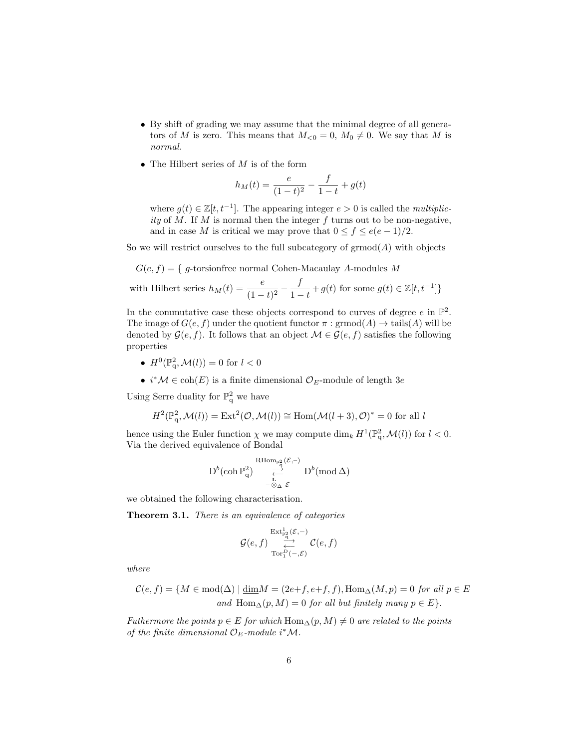- By shift of grading we may assume that the minimal degree of all generators of $M$ is zero. This means that $M_{<0} = 0$, $M_0 \neq 0$. We say that $M$ is *normal*.

- The Hilbert series of $M$ is of the form

$$h_M(t) = \frac{e}{(1-t)^2} - \frac{f}{1-t} + g(t)$$

where $g(t) \in \mathbb{Z}[t, t^{-1}]$. The appearing integer $e > 0$ is called the *multiplicity* of $M$. If $M$ is normal then the integer $f$ turns out to be non-negative, and in case $M$ is critical we may prove that $0 \leq f \leq e(e-1)/2$.

So we will restrict ourselves to the full subcategory of $\mathrm{grmod}(A)$ with objects

$$G(e,f) = \{\ g\text{-torsionfree normal Cohen-Macaulay } A\text{-modules } M \text{ with Hilbert series } h_M(t) = \frac{e}{(1-t)^2} - \frac{f}{1-t} + g(t) \text{ for some } g(t) \in \mathbb{Z}[t, t^{-1}]\}$$

In the commutative case these objects correspond to curves of degree $e$ in $\mathbb{P}^2$. The image of $G(e,f)$ under the quotient functor $\pi : \mathrm{grmod}(A) \to \mathrm{tails}(A)$ will be denoted by $\mathcal{G}(e,f)$. It follows that an object $\mathcal{M} \in \mathcal{G}(e,f)$ satisfies the following properties

- $H^0(\mathbb{P}^2_{\mathrm{q}}, \mathcal{M}(l)) = 0$ for $l < 0$
- $i^*\mathcal{M} \in \mathrm{coh}(E)$ is a finite dimensional $\mathcal{O}_E$-module of length $3e$

Using Serre duality for $\mathbb{P}^2_{\mathrm{q}}$ we have

$$H^2(\mathbb{P}^2_{\mathrm{q}}, \mathcal{M}(l)) = \mathrm{Ext}^2(\mathcal{O}, \mathcal{M}(l)) \cong \mathrm{Hom}(\mathcal{M}(l+3), \mathcal{O})^* = 0 \text{ for all } l$$

hence using the Euler function $\chi$ we may compute $\dim_k H^1(\mathbb{P}^2_{\mathrm{q}}, \mathcal{M}(l))$ for $l < 0$. Via the derived equivalence of Bondal

$$\mathrm{D}^b(\mathrm{coh}\,\mathbb{P}^2_{\mathrm{q}}) \underset{-\overset{\mathbf{L}}{\otimes}_\Delta \mathcal{E}}{\overset{\mathrm{RHom}_{\mathbb{P}^2_{\mathrm{q}}}(\mathcal{E},-)}{\rightleftarrows}} \mathrm{D}^b(\mathrm{mod}\,\Delta)$$

we obtained the following characterisation.

**Theorem 3.1.** *There is an equivalence of categories*

$$\mathcal{G}(e,f) \underset{\mathrm{Tor}_1^D(-,\mathcal{E})}{\overset{\mathrm{Ext}^1_{\mathbb{P}^2_{\mathrm{q}}}(\mathcal{E},-)}{\rightleftarrows}} \mathcal{C}(e,f)$$

*where*

$$\mathcal{C}(e,f) = \{M \in \mathrm{mod}(\Delta) \mid \underline{\dim} M = (2e+f, e+f, f), \mathrm{Hom}_\Delta(M,p) = 0 \text{ for all } p \in E \text{ and } \mathrm{Hom}_\Delta(p,M) = 0 \text{ for all but finitely many } p \in E\}.$$

*Futhermore the points $p \in E$ for which $\mathrm{Hom}_\Delta(p,M) \neq 0$ are related to the points of the finite dimensional $\mathcal{O}_E$-module $i^*\mathcal{M}$.*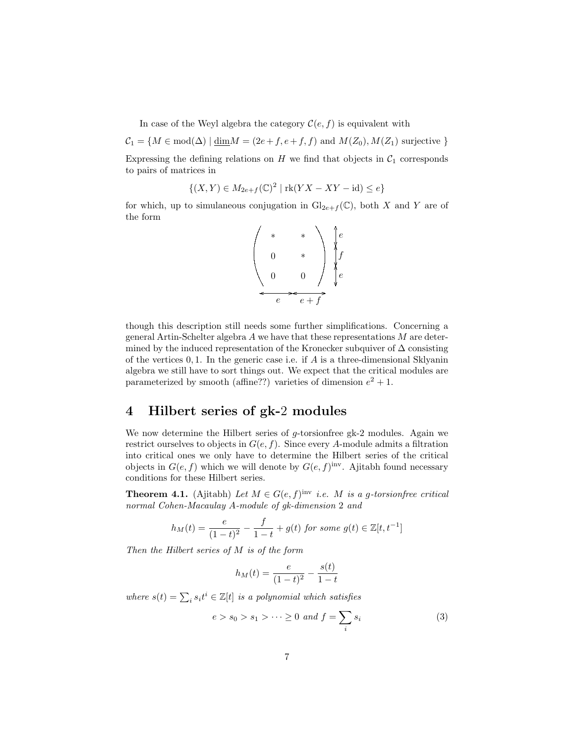In case of the Weyl algebra the category $\mathcal{C}(e, f)$ is equivalent with

$$\mathcal{C}_1 = \{M \in \text{mod}(\Delta) \mid \underline{\dim} M = (2e + f, e + f, f) \text{ and } M(Z_0), M(Z_1) \text{ surjective } \}$$

Expressing the defining relations on $H$ we find that objects in $\mathcal{C}_1$ corresponds to pairs of matrices in

$$\{(X, Y) \in M_{2e+f}(\mathbb{C})^2 \mid \text{rk}(YX - XY - \text{id}) \leq e\}$$

for which, up to simulaneous conjugation in $\text{Gl}_{2e+f}(\mathbb{C})$, both $X$ and $Y$ are of the form

$$\underbrace{\begin{pmatrix} * & * \\ 0 & * \\ 0 & 0 \end{pmatrix}}_{e \quad e+f} \begin{matrix} e \\ f \\ e \end{matrix}$$

though this description still needs some further simplifications. Concerning a general Artin-Schelter algebra $A$ we have that these representations $M$ are determined by the induced representation of the Kronecker subquiver of $\Delta$ consisting of the vertices $0, 1$. In the generic case i.e. if $A$ is a three-dimensional Sklyanin algebra we still have to sort things out. We expect that the critical modules are parameterized by smooth (affine??) varieties of dimension $e^2 + 1$.

# 4 Hilbert series of gk-2 modules

We now determine the Hilbert series of $g$-torsionfree gk-2 modules. Again we restrict ourselves to objects in $G(e, f)$. Since every $A$-module admits a filtration into critical ones we only have to determine the Hilbert series of the critical objects in $G(e, f)$ which we will denote by $G(e, f)^{\text{inv}}$. Ajitabh found necessary conditions for these Hilbert series.

**Theorem 4.1.** (Ajitabh) *Let $M \in G(e, f)^{\text{inv}}$ i.e. $M$ is a $g$-torsionfree critical normal Cohen-Macaulay $A$-module of gk-dimension 2 and*

$$h_M(t) = \frac{e}{(1-t)^2} - \frac{f}{1-t} + g(t) \text{ for some } g(t) \in \mathbb{Z}[t, t^{-1}]$$

*Then the Hilbert series of $M$ is of the form*

$$h_M(t) = \frac{e}{(1-t)^2} - \frac{s(t)}{1-t}$$

*where $s(t) = \sum_i s_i t^i \in \mathbb{Z}[t]$ is a polynomial which satisfies*

$$e > s_0 > s_1 > \cdots \geq 0 \text{ and } f = \sum_i s_i \tag{3}$$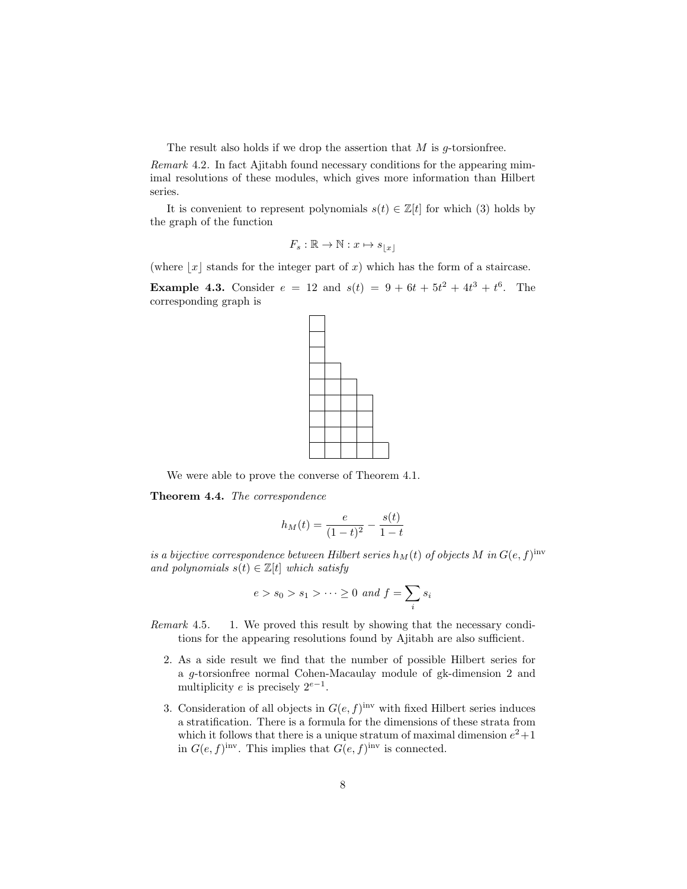The result also holds if we drop the assertion that $M$ is $g$-torsionfree.

*Remark* 4.2. In fact Ajitabh found necessary conditions for the appearing mimimal resolutions of these modules, which gives more information than Hilbert series.

It is convenient to represent polynomials $s(t) \in \mathbb{Z}[t]$ for which (3) holds by the graph of the function

$$F_s : \mathbb{R} \to \mathbb{N} : x \mapsto s_{\lfloor x \rfloor}$$

(where $\lfloor x \rfloor$ stands for the integer part of $x$) which has the form of a staircase.

**Example 4.3.** Consider $e = 12$ and $s(t) = 9 + 6t + 5t^2 + 4t^3 + t^6$. The corresponding graph is

We were able to prove the converse of Theorem 4.1.

**Theorem 4.4.** *The correspondence*

$$h_M(t) = \frac{e}{(1-t)^2} - \frac{s(t)}{1-t}$$

*is a bijective correspondence between Hilbert series $h_M(t)$ of objects $M$ in $G(e,f)^{\text{inv}}$ and polynomials $s(t) \in \mathbb{Z}[t]$ which satisfy*

$$e > s_0 > s_1 > \cdots \geq 0 \text{ and } f = \sum_i s_i$$

*Remark* 4.5.

1. We proved this result by showing that the necessary conditions for the appearing resolutions found by Ajitabh are also sufficient.
2. As a side result we find that the number of possible Hilbert series for a $g$-torsionfree normal Cohen-Macaulay module of gk-dimension 2 and multiplicity $e$ is precisely $2^{e-1}$.
3. Consideration of all objects in $G(e,f)^{\text{inv}}$ with fixed Hilbert series induces a stratification. There is a formula for the dimensions of these strata from which it follows that there is a unique stratum of maximal dimension $e^2+1$ in $G(e,f)^{\text{inv}}$. This implies that $G(e,f)^{\text{inv}}$ is connected.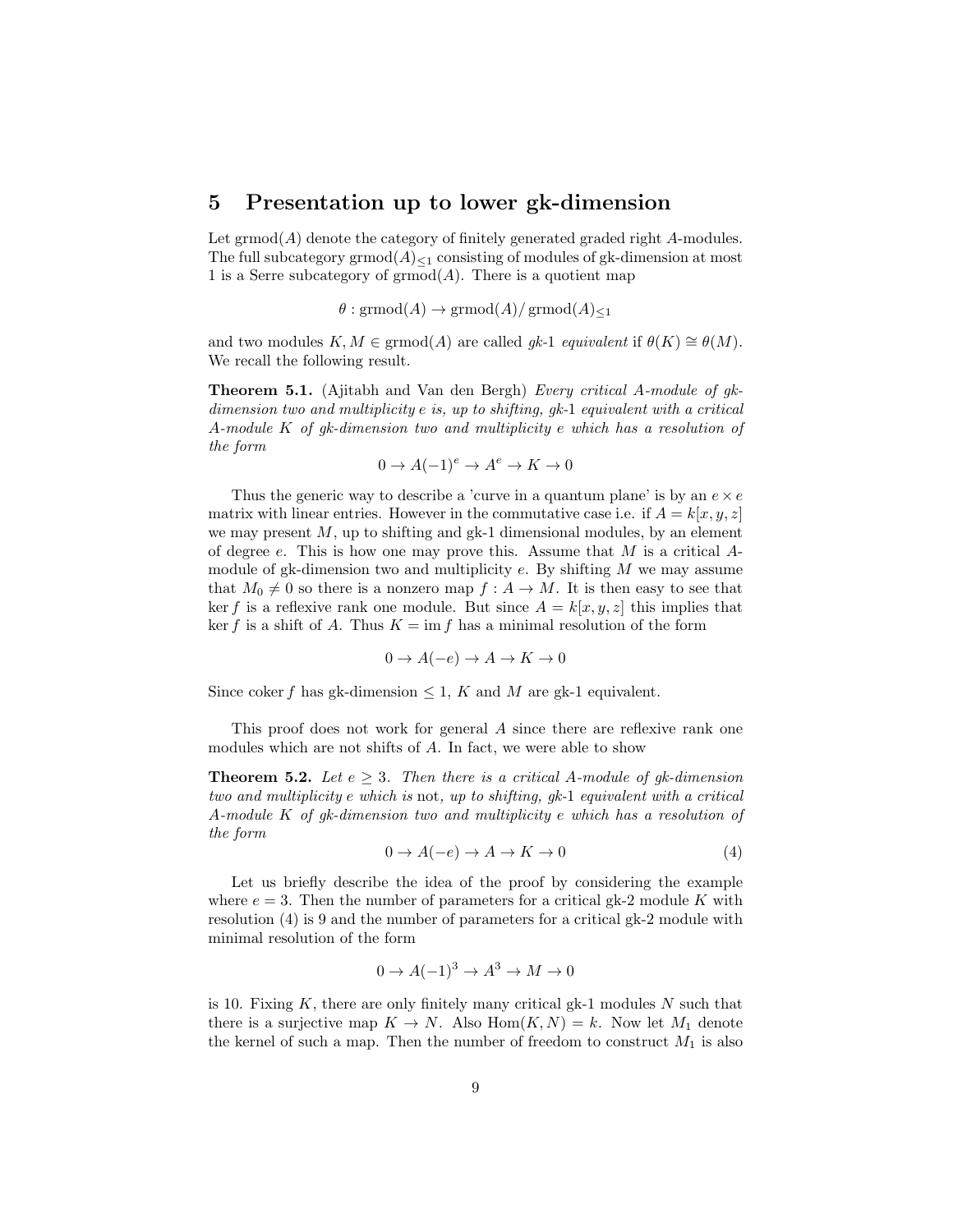## 5 Presentation up to lower gk-dimension

Let $\mathrm{grmod}(A)$ denote the category of finitely generated graded right $A$-modules. The full subcategory $\mathrm{grmod}(A)_{\leq 1}$ consisting of modules of gk-dimension at most 1 is a Serre subcategory of $\mathrm{grmod}(A)$. There is a quotient map

$$\theta : \mathrm{grmod}(A) \to \mathrm{grmod}(A)/\,\mathrm{grmod}(A)_{\leq 1}$$

and two modules $K, M \in \mathrm{grmod}(A)$ are called *gk-1 equivalent* if $\theta(K) \cong \theta(M)$. We recall the following result.

**Theorem 5.1.** (Ajitabh and Van den Bergh) *Every critical $A$-module of gk-dimension two and multiplicity $e$ is, up to shifting, gk-1 equivalent with a critical $A$-module $K$ of gk-dimension two and multiplicity $e$ which has a resolution of the form*

$$0 \to A(-1)^e \to A^e \to K \to 0$$

Thus the generic way to describe a 'curve in a quantum plane' is by an $e \times e$ matrix with linear entries. However in the commutative case i.e. if $A = k[x, y, z]$ we may present $M$, up to shifting and gk-1 dimensional modules, by an element of degree $e$. This is how one may prove this. Assume that $M$ is a critical $A$-module of gk-dimension two and multiplicity $e$. By shifting $M$ we may assume that $M_0 \neq 0$ so there is a nonzero map $f : A \to M$. It is then easy to see that $\ker f$ is a reflexive rank one module. But since $A = k[x, y, z]$ this implies that $\ker f$ is a shift of $A$. Thus $K = \mathrm{im}\, f$ has a minimal resolution of the form

$$0 \to A(-e) \to A \to K \to 0$$

Since $\mathrm{coker}\, f$ has gk-dimension $\leq 1$, $K$ and $M$ are gk-1 equivalent.

This proof does not work for general $A$ since there are reflexive rank one modules which are not shifts of $A$. In fact, we were able to show

**Theorem 5.2.** *Let $e \geq 3$. Then there is a critical $A$-module of gk-dimension two and multiplicity $e$ which is* not*, up to shifting, gk-1 equivalent with a critical $A$-module $K$ of gk-dimension two and multiplicity $e$ which has a resolution of the form*

$$0 \to A(-e) \to A \to K \to 0 \tag{4}$$

Let us briefly describe the idea of the proof by considering the example where $e = 3$. Then the number of parameters for a critical gk-2 module $K$ with resolution (4) is 9 and the number of parameters for a critical gk-2 module with minimal resolution of the form

$$0 \to A(-1)^3 \to A^3 \to M \to 0$$

is 10. Fixing $K$, there are only finitely many critical gk-1 modules $N$ such that there is a surjective map $K \to N$. Also $\mathrm{Hom}(K, N) = k$. Now let $M_1$ denote the kernel of such a map. Then the number of freedom to construct $M_1$ is also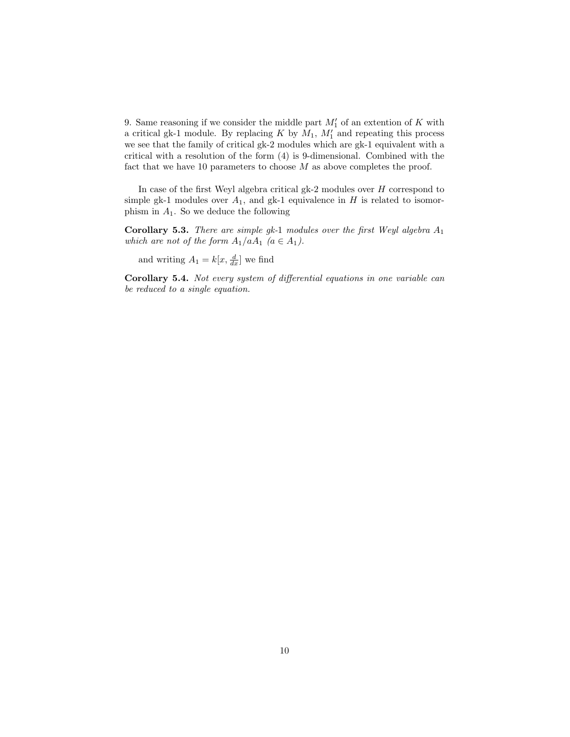9. Same reasoning if we consider the middle part $M_1'$ of an extention of $K$ with a critical gk-1 module. By replacing $K$ by $M_1$, $M_1'$ and repeating this process we see that the family of critical gk-2 modules which are gk-1 equivalent with a critical with a resolution of the form (4) is 9-dimensional. Combined with the fact that we have 10 parameters to choose $M$ as above completes the proof.

In case of the first Weyl algebra critical gk-2 modules over $H$ correspond to simple gk-1 modules over $A_1$, and gk-1 equivalence in $H$ is related to isomorphism in $A_1$. So we deduce the following

**Corollary 5.3.** *There are simple gk-1 modules over the first Weyl algebra $A_1$ which are not of the form $A_1/aA_1$ ($a \in A_1$).*

and writing $A_1 = k[x, \frac{d}{dx}]$ we find

**Corollary 5.4.** *Not every system of differential equations in one variable can be reduced to a single equation.*